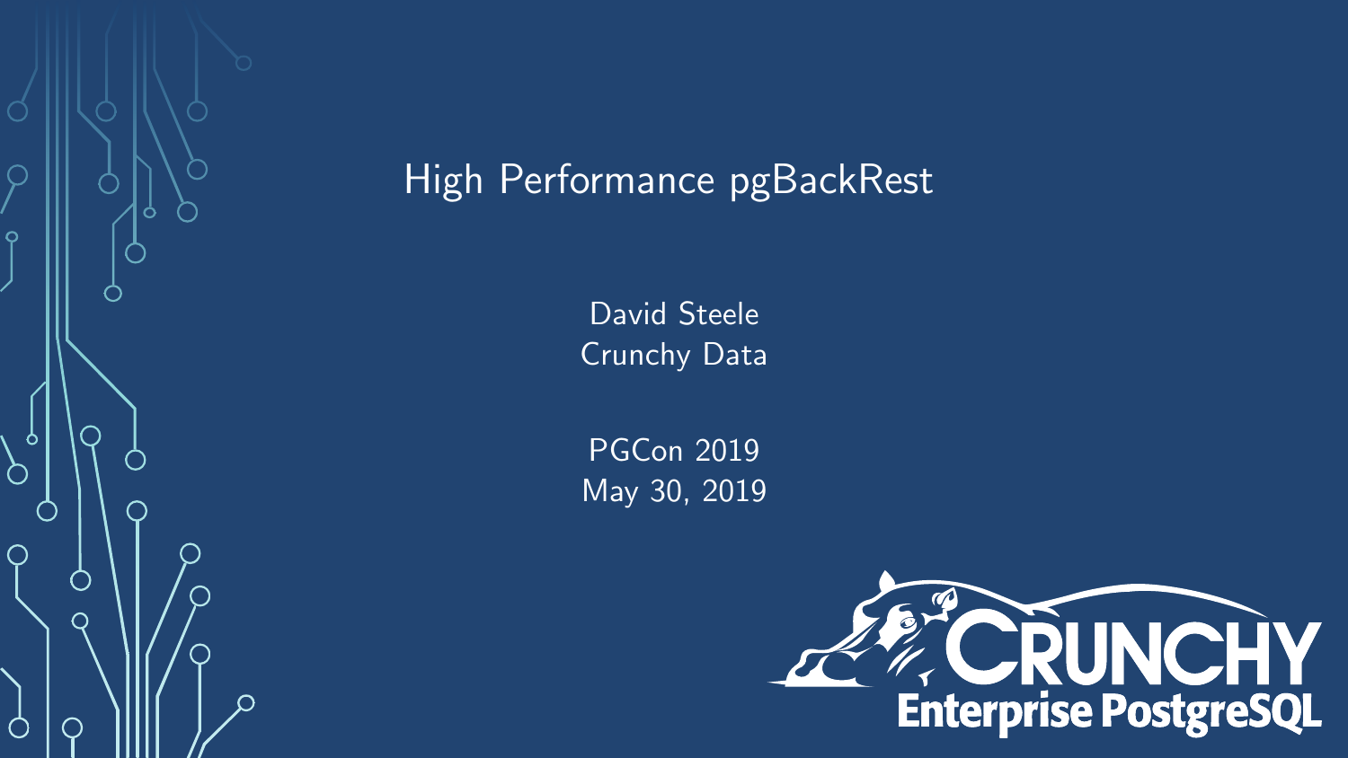# High Performance pgBackRest

David Steele
Crunchy Data

PGCon 2019
May 30, 2019

CRUNCHY
Enterprise PostgreSQL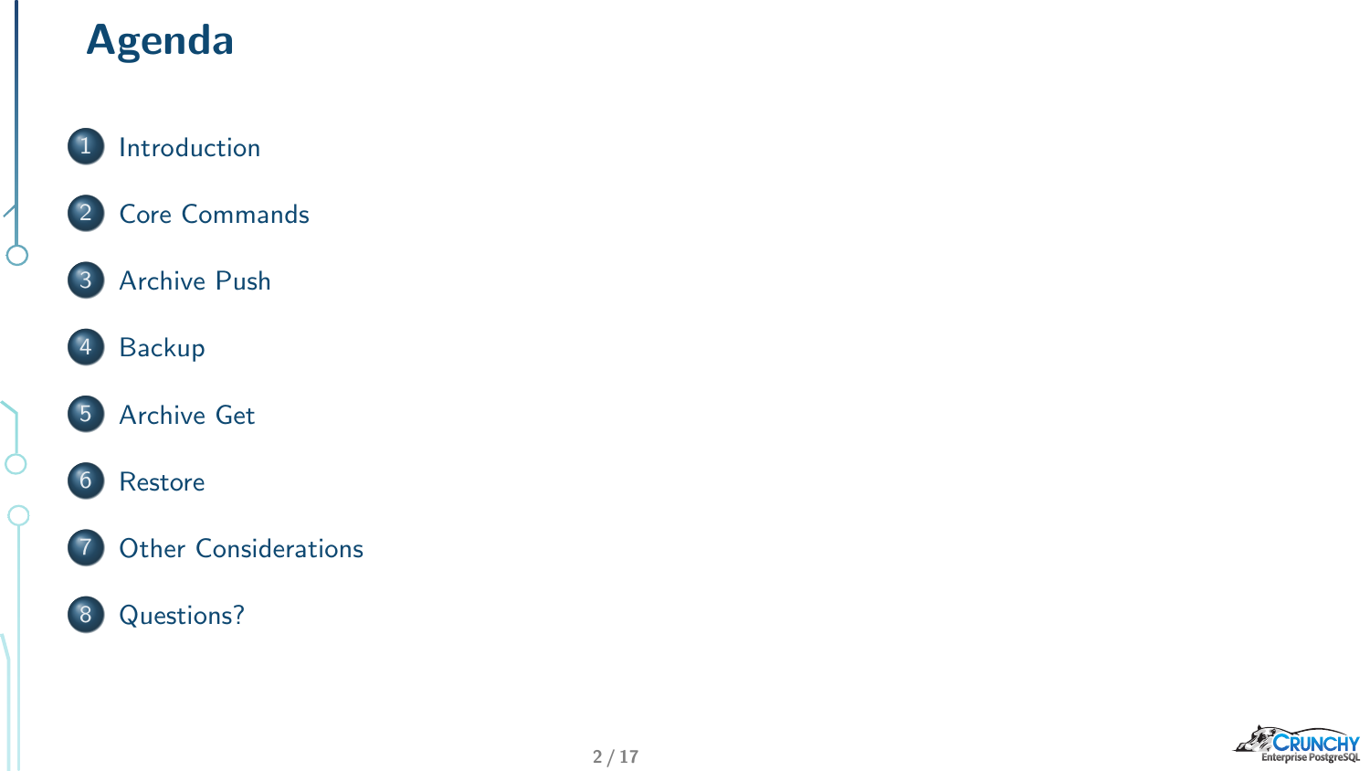# Agenda

1. Introduction
2. Core Commands
3. Archive Push
4. Backup
5. Archive Get
6. Restore
7. Other Considerations
8. Questions?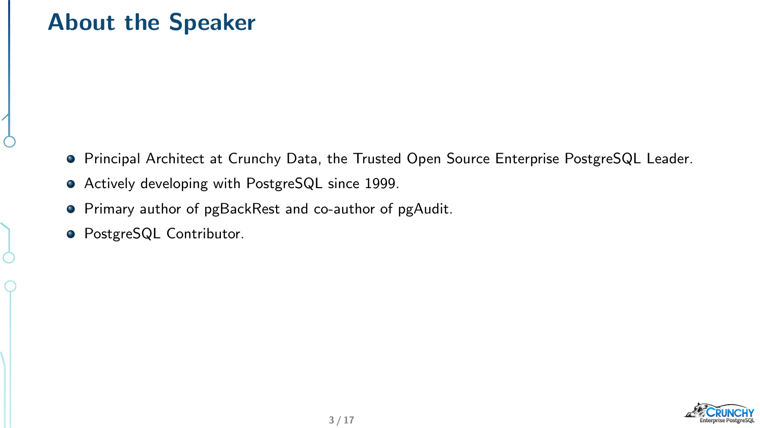# About the Speaker

- Principal Architect at Crunchy Data, the Trusted Open Source Enterprise PostgreSQL Leader.
- Actively developing with PostgreSQL since 1999.
- Primary author of pgBackRest and co-author of pgAudit.
- PostgreSQL Contributor.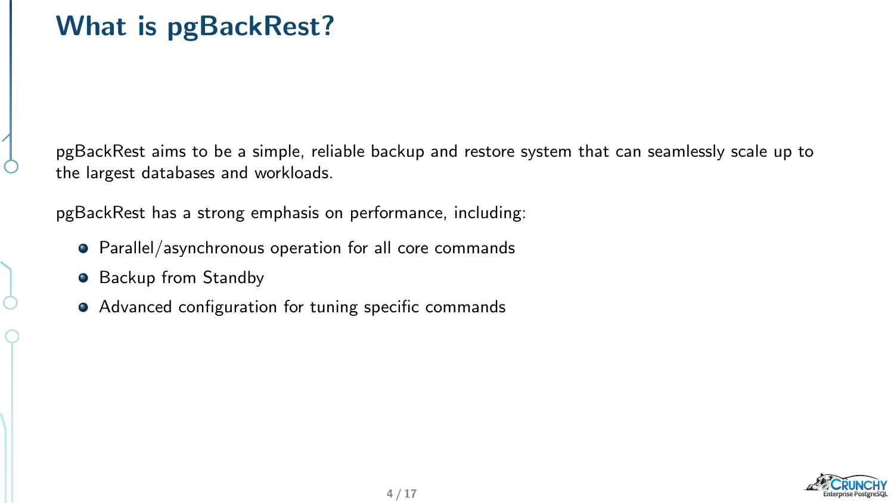# What is pgBackRest?

pgBackRest aims to be a simple, reliable backup and restore system that can seamlessly scale up to the largest databases and workloads.

pgBackRest has a strong emphasis on performance, including:

- Parallel/asynchronous operation for all core commands
- Backup from Standby
- Advanced configuration for tuning specific commands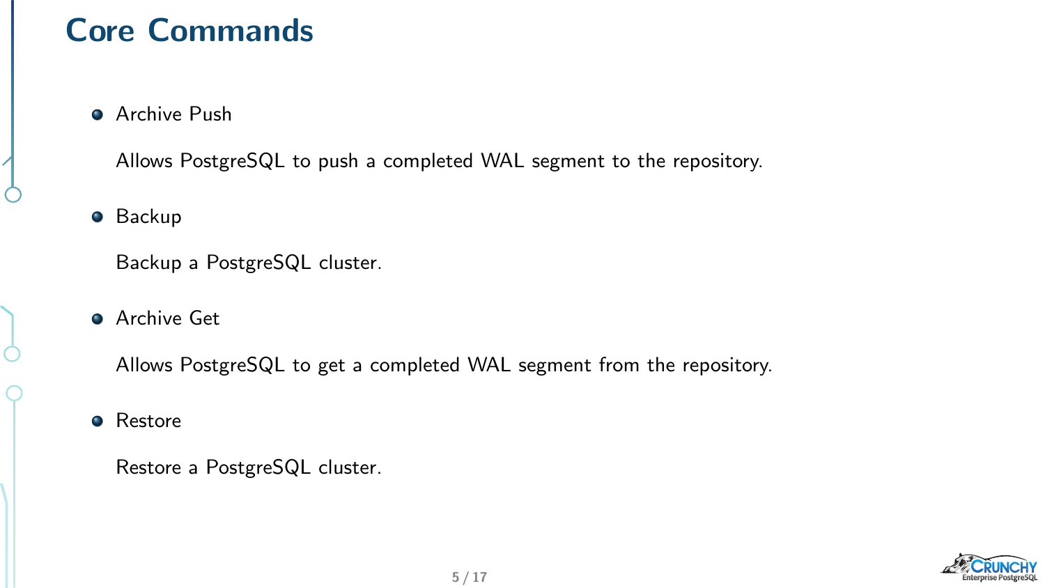# Core Commands

- Archive Push

  Allows PostgreSQL to push a completed WAL segment to the repository.

- Backup

  Backup a PostgreSQL cluster.

- Archive Get

  Allows PostgreSQL to get a completed WAL segment from the repository.

- Restore

  Restore a PostgreSQL cluster.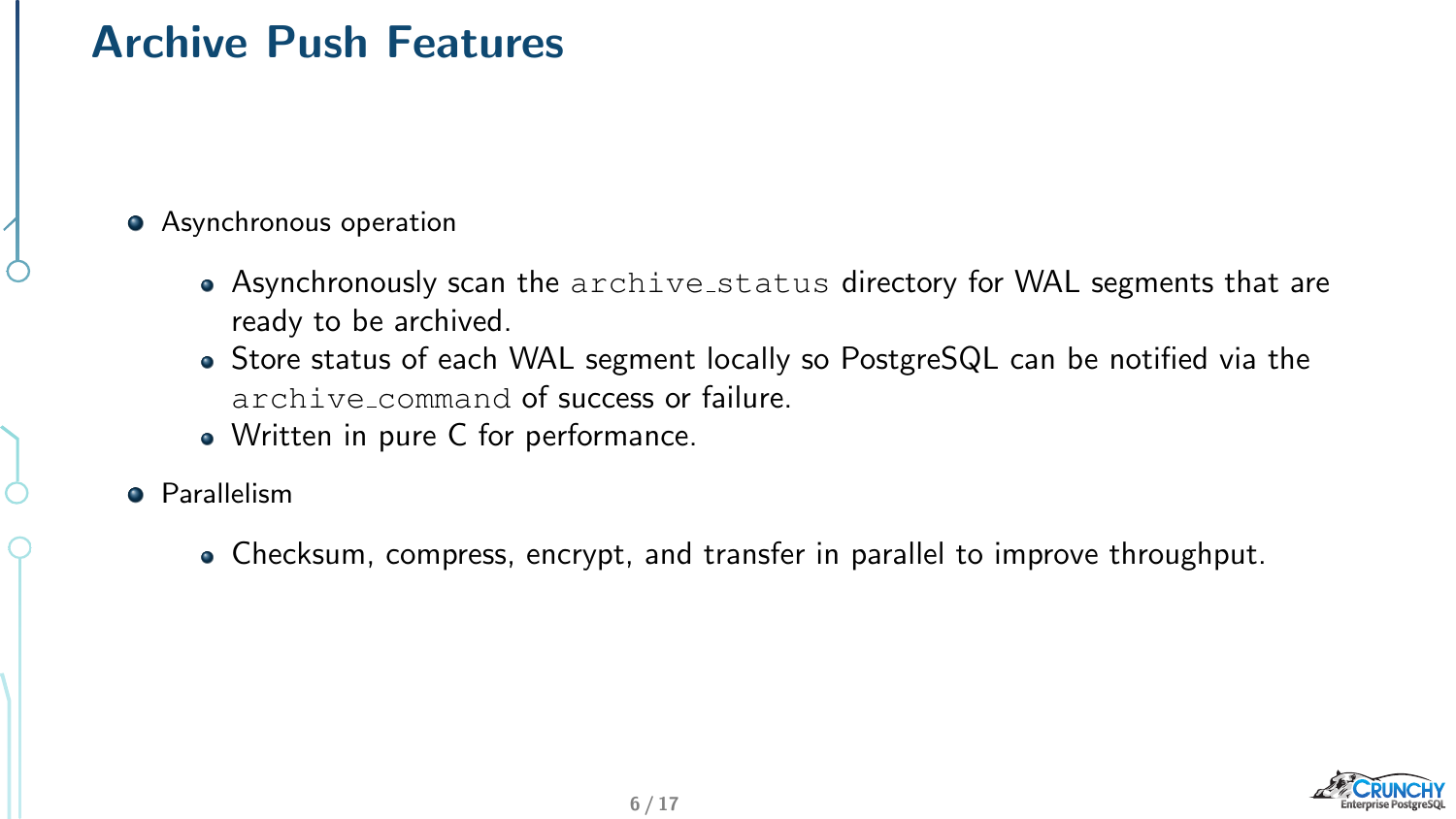# Archive Push Features

- Asynchronous operation
  - Asynchronously scan the `archive_status` directory for WAL segments that are ready to be archived.
  - Store status of each WAL segment locally so PostgreSQL can be notified via the `archive_command` of success or failure.
  - Written in pure C for performance.
- Parallelism
  - Checksum, compress, encrypt, and transfer in parallel to improve throughput.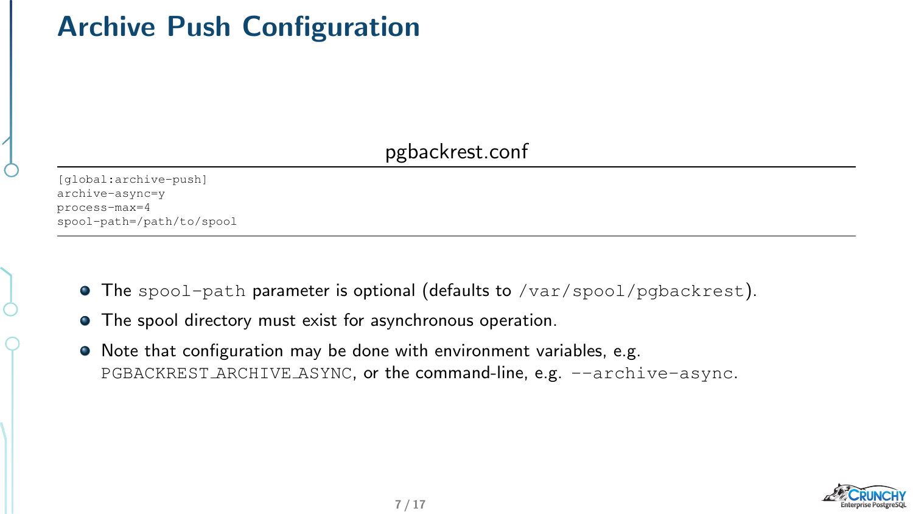# Archive Push Configuration

pgbackrest.conf

```
[global:archive-push]
archive-async=y
process-max=4
spool-path=/path/to/spool
```

- The `spool-path` parameter is optional (defaults to `/var/spool/pgbackrest`).
- The spool directory must exist for asynchronous operation.
- Note that configuration may be done with environment variables, e.g. `PGBACKREST_ARCHIVE_ASYNC`, or the command-line, e.g. `--archive-async`.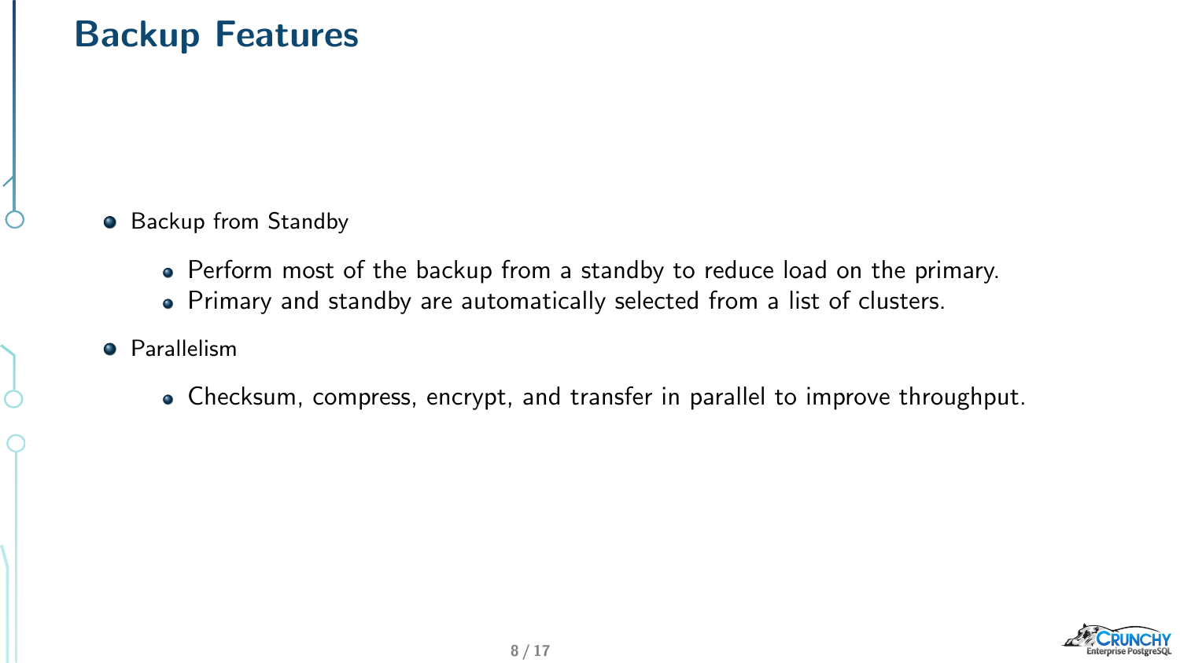# Backup Features

- Backup from Standby
  - Perform most of the backup from a standby to reduce load on the primary.
  - Primary and standby are automatically selected from a list of clusters.
- Parallelism
  - Checksum, compress, encrypt, and transfer in parallel to improve throughput.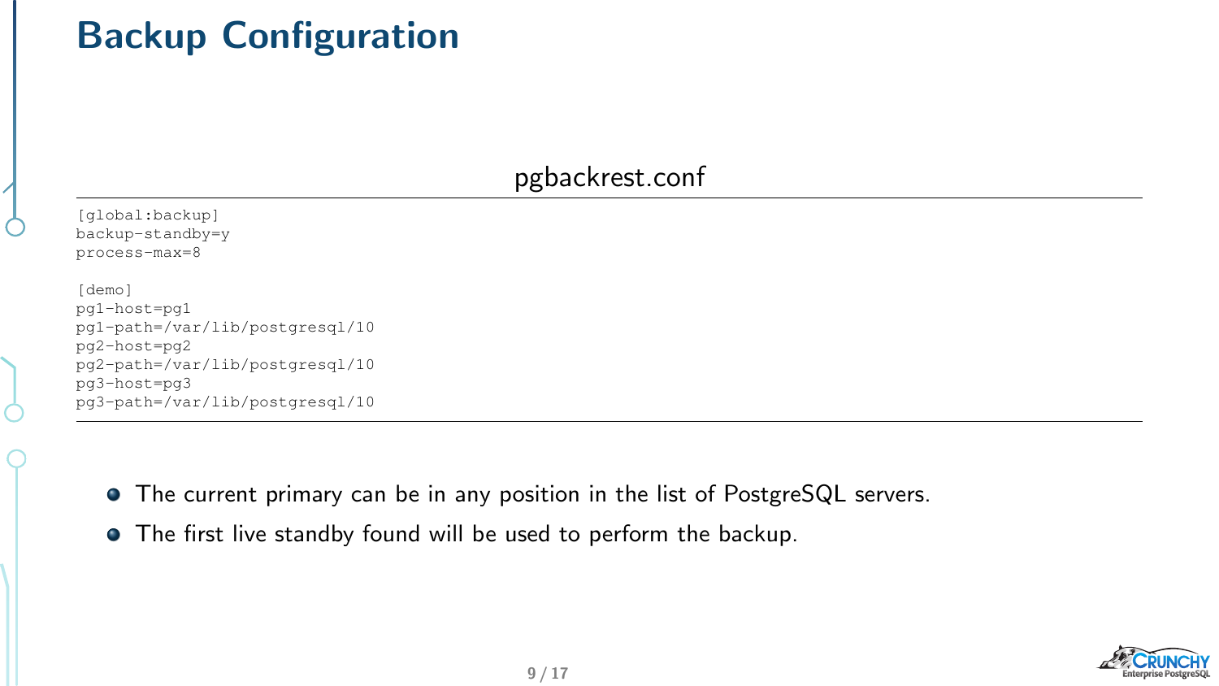# Backup Configuration

pgbackrest.conf

```
[global:backup]
backup-standby=y
process-max=8

[demo]
pg1-host=pg1
pg1-path=/var/lib/postgresql/10
pg2-host=pg2
pg2-path=/var/lib/postgresql/10
pg3-host=pg3
pg3-path=/var/lib/postgresql/10
```

- The current primary can be in any position in the list of PostgreSQL servers.
- The first live standby found will be used to perform the backup.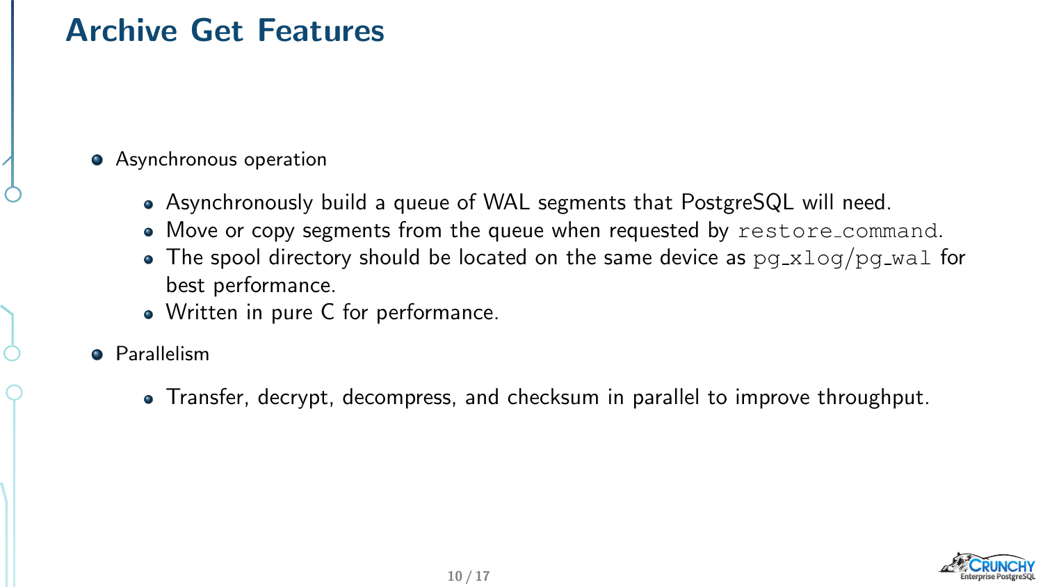# Archive Get Features

- Asynchronous operation
  - Asynchronously build a queue of WAL segments that PostgreSQL will need.
  - Move or copy segments from the queue when requested by `restore_command`.
  - The spool directory should be located on the same device as `pg_xlog/pg_wal` for best performance.
  - Written in pure C for performance.
- Parallelism
  - Transfer, decrypt, decompress, and checksum in parallel to improve throughput.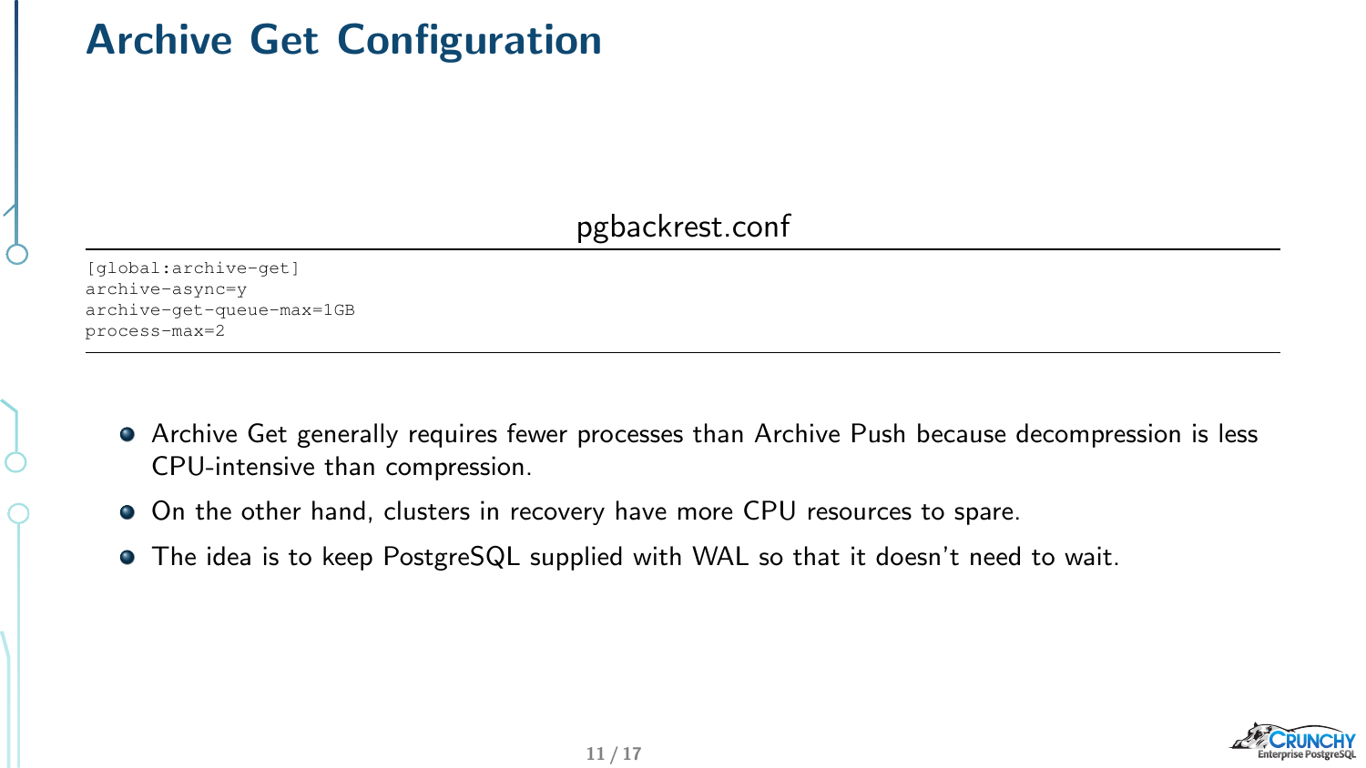# Archive Get Configuration

pgbackrest.conf

```
[global:archive-get]
archive-async=y
archive-get-queue-max=1GB
process-max=2
```

- Archive Get generally requires fewer processes than Archive Push because decompression is less CPU-intensive than compression.
- On the other hand, clusters in recovery have more CPU resources to spare.
- The idea is to keep PostgreSQL supplied with WAL so that it doesn't need to wait.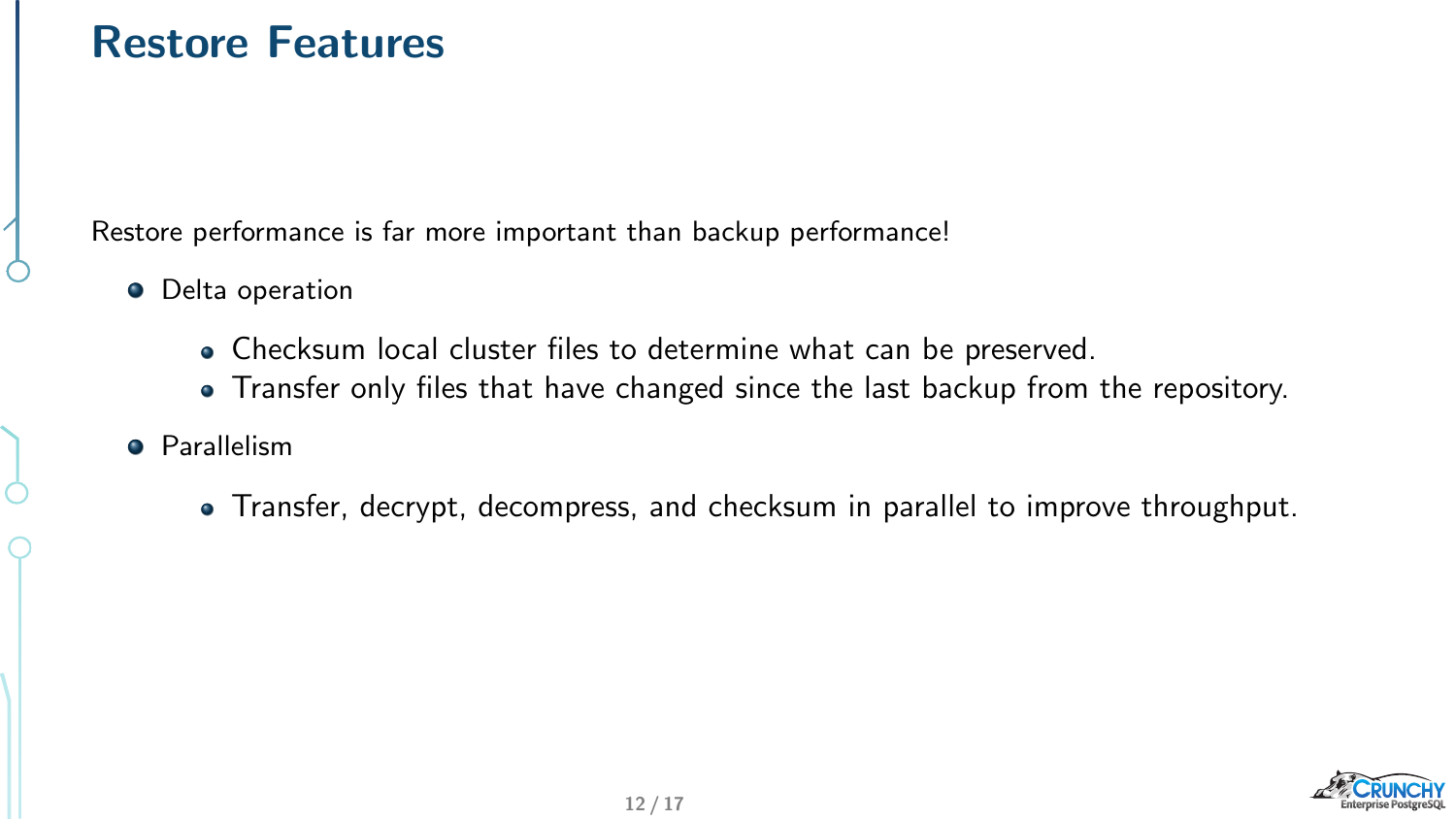# Restore Features

Restore performance is far more important than backup performance!

- Delta operation
  - Checksum local cluster files to determine what can be preserved.
  - Transfer only files that have changed since the last backup from the repository.
- Parallelism
  - Transfer, decrypt, decompress, and checksum in parallel to improve throughput.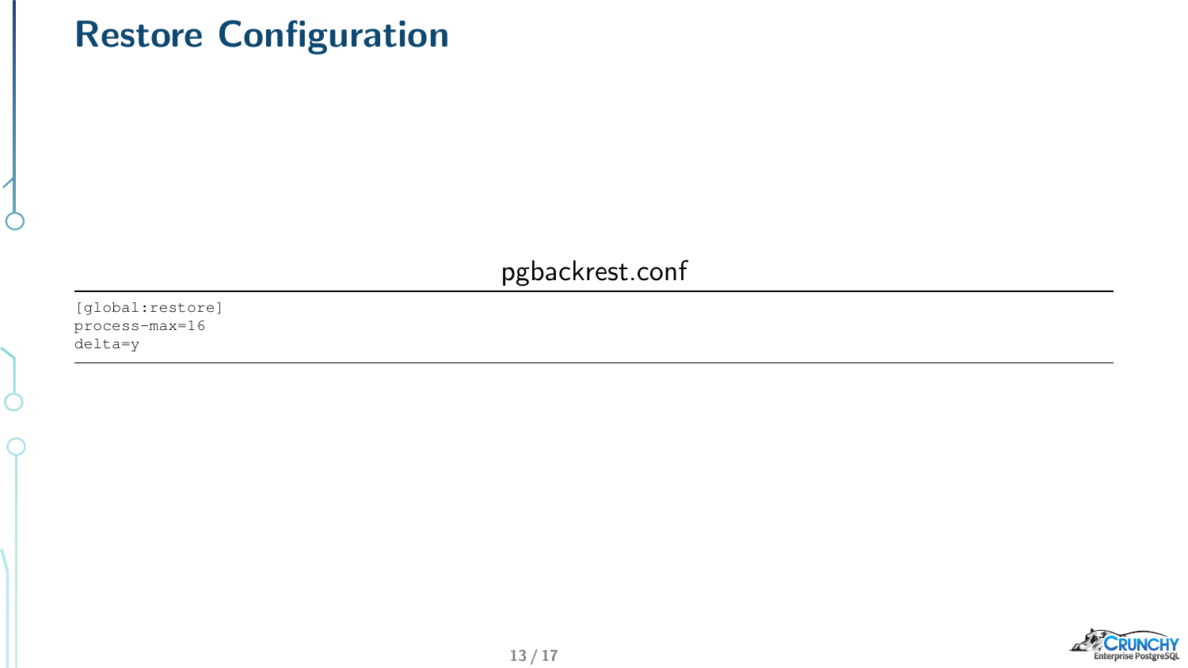# Restore Configuration

pgbackrest.conf

```
[global:restore]
process-max=16
delta=y
```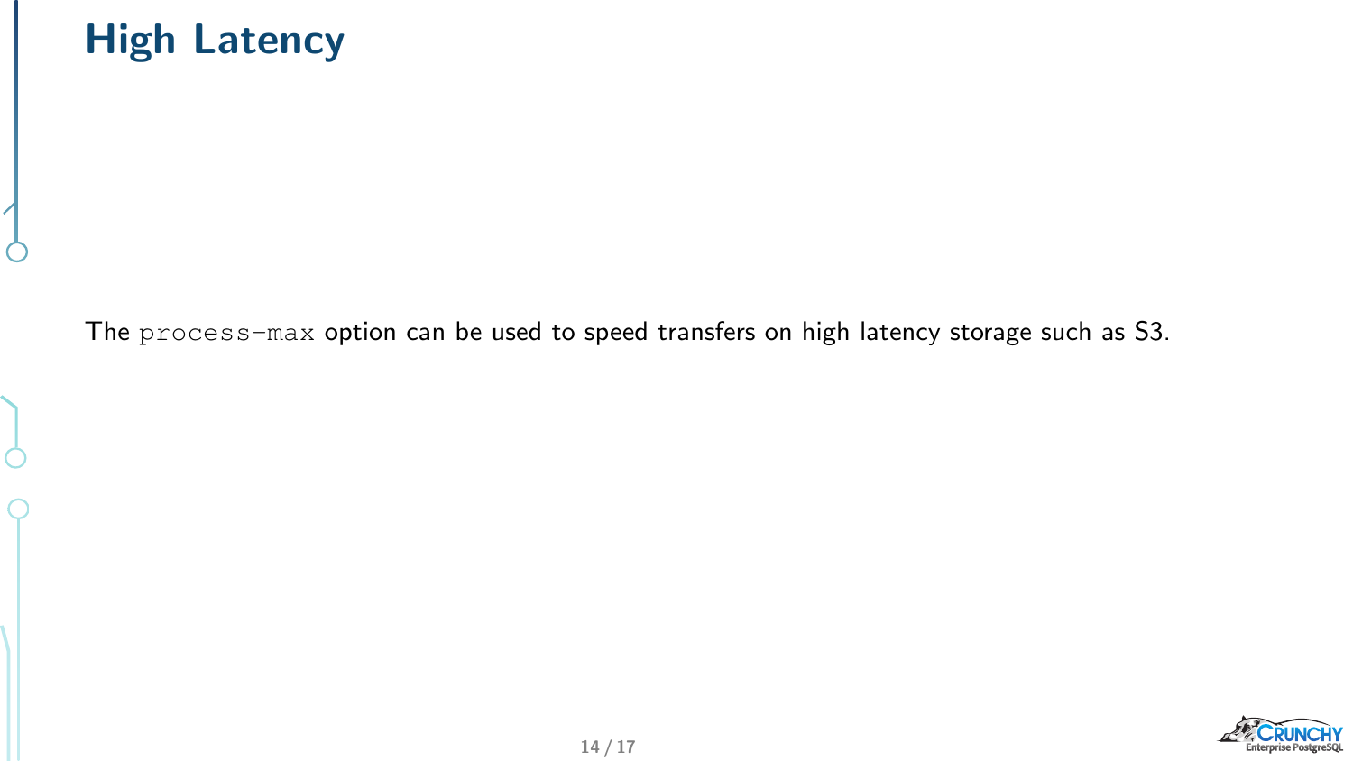# High Latency

The `process-max` option can be used to speed transfers on high latency storage such as S3.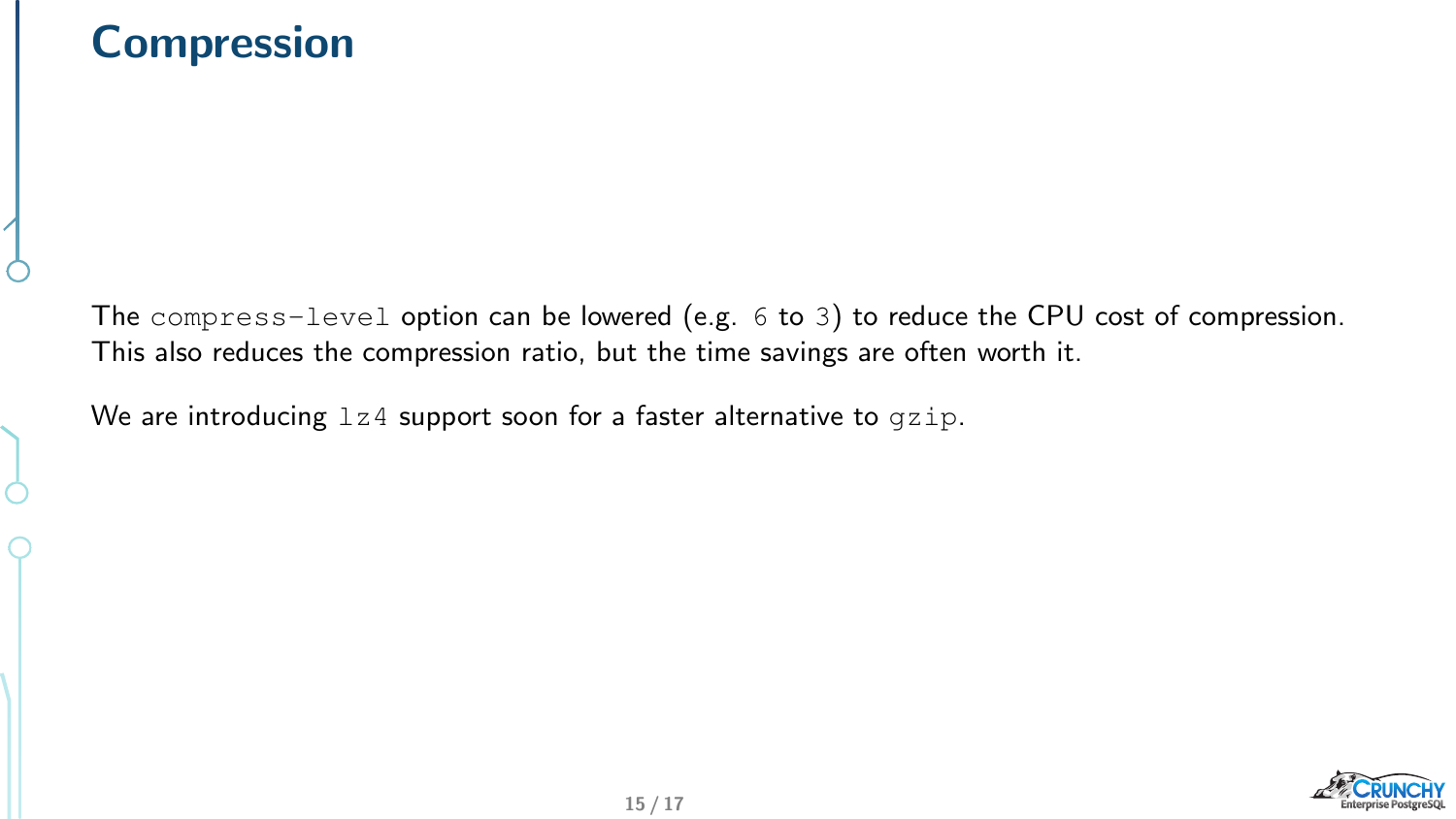# Compression

The `compress-level` option can be lowered (e.g. `6` to `3`) to reduce the CPU cost of compression. This also reduces the compression ratio, but the time savings are often worth it.

We are introducing `lz4` support soon for a faster alternative to `gzip`.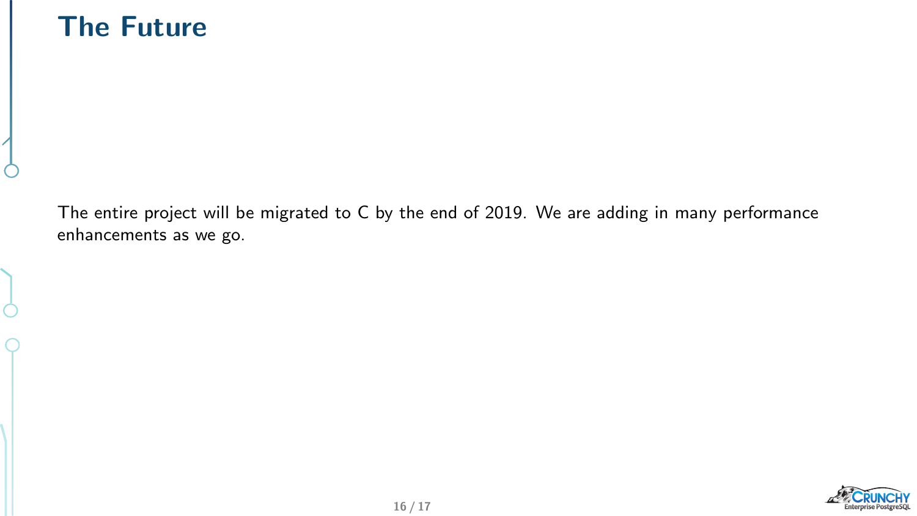# The Future

The entire project will be migrated to C by the end of 2019. We are adding in many performance enhancements as we go.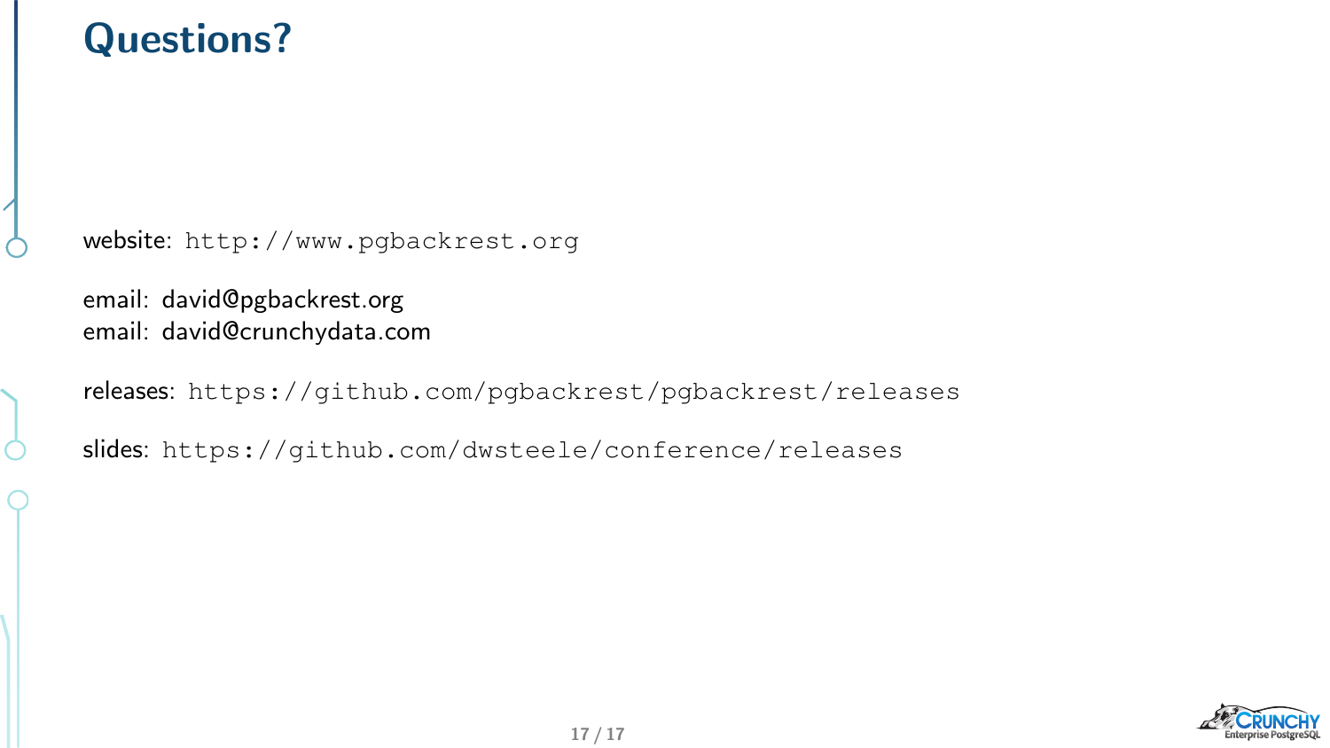# Questions?

website: `http://www.pgbackrest.org`

email: david@pgbackrest.org
email: david@crunchydata.com

releases: `https://github.com/pgbackrest/pgbackrest/releases`

slides: `https://github.com/dwsteele/conference/releases`